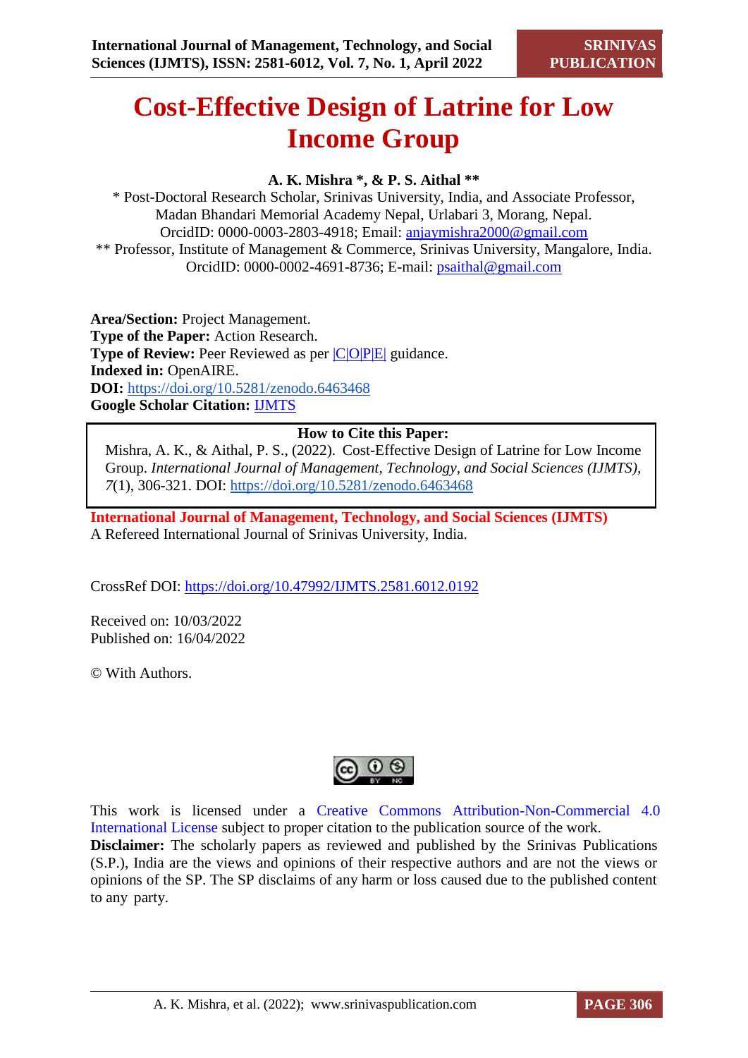# Cost-Effective Design of Latrine for Low Income Group

**A. K. Mishra \*, & P. S. Aithal \*\***

\* Post-Doctoral Research Scholar, Srinivas University, India, and Associate Professor, Madan Bhandari Memorial Academy Nepal, Urlabari 3, Morang, Nepal.
OrcidID: 0000-0003-2803-4918; Email: anjaymishra2000@gmail.com

\*\* Professor, Institute of Management & Commerce, Srinivas University, Mangalore, India.
OrcidID: 0000-0002-4691-8736; E-mail: psaithal@gmail.com

**Area/Section:** Project Management.
**Type of the Paper:** Action Research.
**Type of Review:** Peer Reviewed as per |C|O|P|E| guidance.
**Indexed in:** OpenAIRE.
**DOI:** https://doi.org/10.5281/zenodo.6463468
**Google Scholar Citation:** IJMTS

| **How to Cite this Paper:** |
|---|
| Mishra, A. K., & Aithal, P. S., (2022). Cost-Effective Design of Latrine for Low Income Group. *International Journal of Management, Technology, and Social Sciences (IJMTS), 7*(1), 306-321. DOI: https://doi.org/10.5281/zenodo.6463468 |

**International Journal of Management, Technology, and Social Sciences (IJMTS)**
A Refereed International Journal of Srinivas University, India.

CrossRef DOI: https://doi.org/10.47992/IJMTS.2581.6012.0192

Received on: 10/03/2022
Published on: 16/04/2022

© With Authors.

This work is licensed under a Creative Commons Attribution-Non-Commercial 4.0 International License subject to proper citation to the publication source of the work.
**Disclaimer:** The scholarly papers as reviewed and published by the Srinivas Publications (S.P.), India are the views and opinions of their respective authors and are not the views or opinions of the SP. The SP disclaims of any harm or loss caused due to the published content to any party.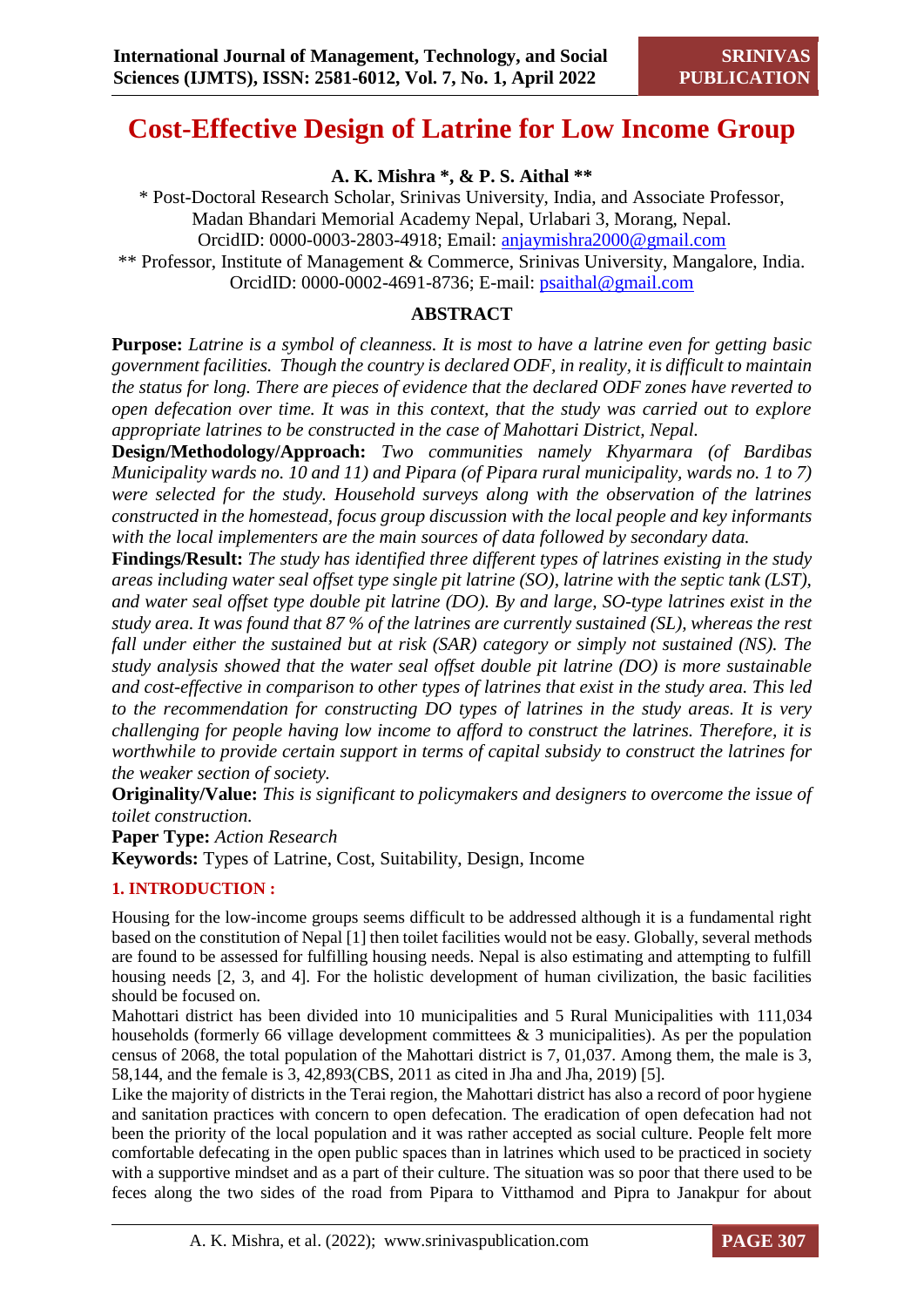# Cost-Effective Design of Latrine for Low Income Group

**A. K. Mishra \*, & P. S. Aithal \*\***

\* Post-Doctoral Research Scholar, Srinivas University, India, and Associate Professor, Madan Bhandari Memorial Academy Nepal, Urlabari 3, Morang, Nepal.
OrcidID: 0000-0003-2803-4918; Email: anjaymishra2000@gmail.com

\*\* Professor, Institute of Management & Commerce, Srinivas University, Mangalore, India.
OrcidID: 0000-0002-4691-8736; E-mail: psaithal@gmail.com

## ABSTRACT

**Purpose:** *Latrine is a symbol of cleanness. It is most to have a latrine even for getting basic government facilities. Though the country is declared ODF, in reality, it is difficult to maintain the status for long. There are pieces of evidence that the declared ODF zones have reverted to open defecation over time. It was in this context, that the study was carried out to explore appropriate latrines to be constructed in the case of Mahottari District, Nepal.*

**Design/Methodology/Approach:** *Two communities namely Khyarmara (of Bardibas Municipality wards no. 10 and 11) and Pipara (of Pipara rural municipality, wards no. 1 to 7) were selected for the study. Household surveys along with the observation of the latrines constructed in the homestead, focus group discussion with the local people and key informants with the local implementers are the main sources of data followed by secondary data.*

**Findings/Result:** *The study has identified three different types of latrines existing in the study areas including water seal offset type single pit latrine (SO), latrine with the septic tank (LST), and water seal offset type double pit latrine (DO). By and large, SO-type latrines exist in the study area. It was found that 87 % of the latrines are currently sustained (SL), whereas the rest fall under either the sustained but at risk (SAR) category or simply not sustained (NS). The study analysis showed that the water seal offset double pit latrine (DO) is more sustainable and cost-effective in comparison to other types of latrines that exist in the study area. This led to the recommendation for constructing DO types of latrines in the study areas. It is very challenging for people having low income to afford to construct the latrines. Therefore, it is worthwhile to provide certain support in terms of capital subsidy to construct the latrines for the weaker section of society.*

**Originality/Value:** *This is significant to policymakers and designers to overcome the issue of toilet construction.*

**Paper Type:** *Action Research*

**Keywords:** Types of Latrine, Cost, Suitability, Design, Income

## 1. INTRODUCTION :

Housing for the low-income groups seems difficult to be addressed although it is a fundamental right based on the constitution of Nepal [1] then toilet facilities would not be easy. Globally, several methods are found to be assessed for fulfilling housing needs. Nepal is also estimating and attempting to fulfill housing needs [2, 3, and 4]. For the holistic development of human civilization, the basic facilities should be focused on.

Mahottari district has been divided into 10 municipalities and 5 Rural Municipalities with 111,034 households (formerly 66 village development committees & 3 municipalities). As per the population census of 2068, the total population of the Mahottari district is 7, 01,037. Among them, the male is 3, 58,144, and the female is 3, 42,893(CBS, 2011 as cited in Jha and Jha, 2019) [5].

Like the majority of districts in the Terai region, the Mahottari district has also a record of poor hygiene and sanitation practices with concern to open defecation. The eradication of open defecation had not been the priority of the local population and it was rather accepted as social culture. People felt more comfortable defecating in the open public spaces than in latrines which used to be practiced in society with a supportive mindset and as a part of their culture. The situation was so poor that there used to be feces along the two sides of the road from Pipara to Vitthamod and Pipra to Janakpur for about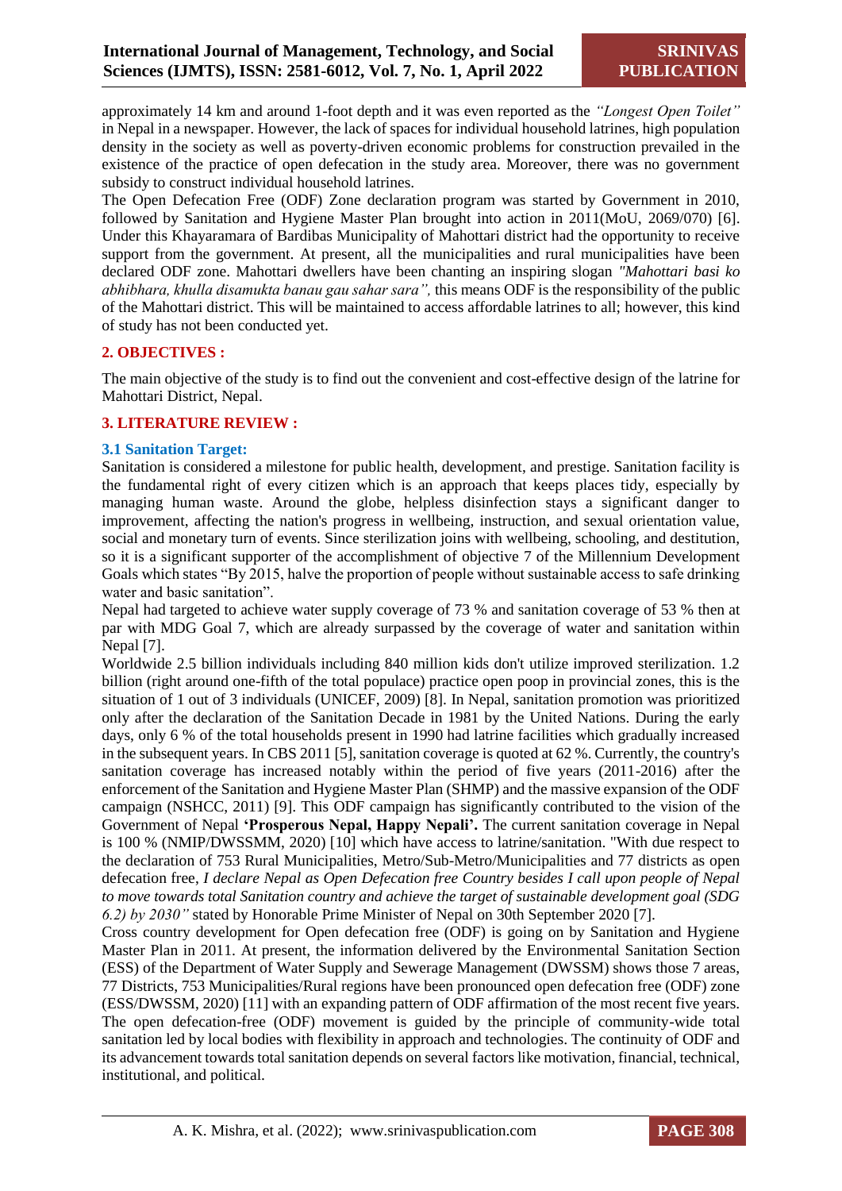approximately 14 km and around 1-foot depth and it was even reported as the *"Longest Open Toilet"* in Nepal in a newspaper. However, the lack of spaces for individual household latrines, high population density in the society as well as poverty-driven economic problems for construction prevailed in the existence of the practice of open defecation in the study area. Moreover, there was no government subsidy to construct individual household latrines.

The Open Defecation Free (ODF) Zone declaration program was started by Government in 2010, followed by Sanitation and Hygiene Master Plan brought into action in 2011(MoU, 2069/070) [6]. Under this Khayaramara of Bardibas Municipality of Mahottari district had the opportunity to receive support from the government. At present, all the municipalities and rural municipalities have been declared ODF zone. Mahottari dwellers have been chanting an inspiring slogan *"Mahottari basi ko abhibhara, khulla disamukta banau gau sahar sara",* this means ODF is the responsibility of the public of the Mahottari district. This will be maintained to access affordable latrines to all; however, this kind of study has not been conducted yet.

## 2. OBJECTIVES :

The main objective of the study is to find out the convenient and cost-effective design of the latrine for Mahottari District, Nepal.

## 3. LITERATURE REVIEW :

### 3.1 Sanitation Target:

Sanitation is considered a milestone for public health, development, and prestige. Sanitation facility is the fundamental right of every citizen which is an approach that keeps places tidy, especially by managing human waste. Around the globe, helpless disinfection stays a significant danger to improvement, affecting the nation's progress in wellbeing, instruction, and sexual orientation value, social and monetary turn of events. Since sterilization joins with wellbeing, schooling, and destitution, so it is a significant supporter of the accomplishment of objective 7 of the Millennium Development Goals which states "By 2015, halve the proportion of people without sustainable access to safe drinking water and basic sanitation".

Nepal had targeted to achieve water supply coverage of 73 % and sanitation coverage of 53 % then at par with MDG Goal 7, which are already surpassed by the coverage of water and sanitation within Nepal [7].

Worldwide 2.5 billion individuals including 840 million kids don't utilize improved sterilization. 1.2 billion (right around one-fifth of the total populace) practice open poop in provincial zones, this is the situation of 1 out of 3 individuals (UNICEF, 2009) [8]. In Nepal, sanitation promotion was prioritized only after the declaration of the Sanitation Decade in 1981 by the United Nations. During the early days, only 6 % of the total households present in 1990 had latrine facilities which gradually increased in the subsequent years. In CBS 2011 [5], sanitation coverage is quoted at 62 %. Currently, the country's sanitation coverage has increased notably within the period of five years (2011-2016) after the enforcement of the Sanitation and Hygiene Master Plan (SHMP) and the massive expansion of the ODF campaign (NSHCC, 2011) [9]. This ODF campaign has significantly contributed to the vision of the Government of Nepal **'Prosperous Nepal, Happy Nepali'.** The current sanitation coverage in Nepal is 100 % (NMIP/DWSSMM, 2020) [10] which have access to latrine/sanitation. "With due respect to the declaration of 753 Rural Municipalities, Metro/Sub-Metro/Municipalities and 77 districts as open defecation free, *I declare Nepal as Open Defecation free Country besides I call upon people of Nepal to move towards total Sanitation country and achieve the target of sustainable development goal (SDG 6.2) by 2030"* stated by Honorable Prime Minister of Nepal on 30th September 2020 [7].

Cross country development for Open defecation free (ODF) is going on by Sanitation and Hygiene Master Plan in 2011. At present, the information delivered by the Environmental Sanitation Section (ESS) of the Department of Water Supply and Sewerage Management (DWSSM) shows those 7 areas, 77 Districts, 753 Municipalities/Rural regions have been pronounced open defecation free (ODF) zone (ESS/DWSSM, 2020) [11] with an expanding pattern of ODF affirmation of the most recent five years. The open defecation-free (ODF) movement is guided by the principle of community-wide total sanitation led by local bodies with flexibility in approach and technologies. The continuity of ODF and its advancement towards total sanitation depends on several factors like motivation, financial, technical, institutional, and political.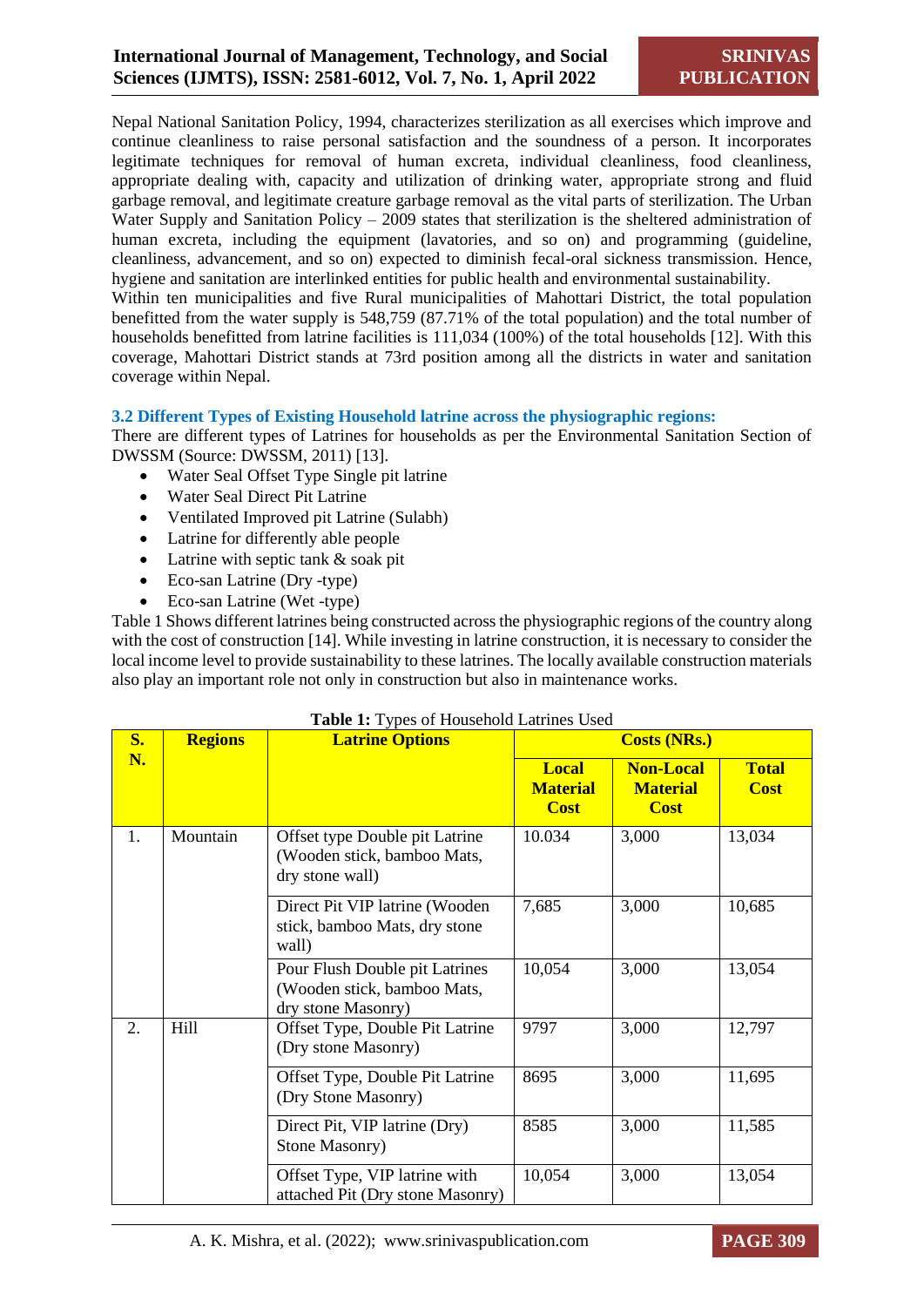Nepal National Sanitation Policy, 1994, characterizes sterilization as all exercises which improve and continue cleanliness to raise personal satisfaction and the soundness of a person. It incorporates legitimate techniques for removal of human excreta, individual cleanliness, food cleanliness, appropriate dealing with, capacity and utilization of drinking water, appropriate strong and fluid garbage removal, and legitimate creature garbage removal as the vital parts of sterilization. The Urban Water Supply and Sanitation Policy – 2009 states that sterilization is the sheltered administration of human excreta, including the equipment (lavatories, and so on) and programming (guideline, cleanliness, advancement, and so on) expected to diminish fecal-oral sickness transmission. Hence, hygiene and sanitation are interlinked entities for public health and environmental sustainability.
Within ten municipalities and five Rural municipalities of Mahottari District, the total population benefitted from the water supply is 548,759 (87.71% of the total population) and the total number of households benefitted from latrine facilities is 111,034 (100%) of the total households [12]. With this coverage, Mahottari District stands at 73rd position among all the districts in water and sanitation coverage within Nepal.

### 3.2 Different Types of Existing Household latrine across the physiographic regions:

There are different types of Latrines for households as per the Environmental Sanitation Section of DWSSM (Source: DWSSM, 2011) [13].

- Water Seal Offset Type Single pit latrine
- Water Seal Direct Pit Latrine
- Ventilated Improved pit Latrine (Sulabh)
- Latrine for differently able people
- Latrine with septic tank & soak pit
- Eco-san Latrine (Dry -type)
- Eco-san Latrine (Wet -type)

Table 1 Shows different latrines being constructed across the physiographic regions of the country along with the cost of construction [14]. While investing in latrine construction, it is necessary to consider the local income level to provide sustainability to these latrines. The locally available construction materials also play an important role not only in construction but also in maintenance works.

**Table 1:** Types of Household Latrines Used

| S. N. | Regions | Latrine Options | Costs (NRs.) | | |
|---|---|---|---|---|---|
| | | | Local Material Cost | Non-Local Material Cost | Total Cost |
| 1. | Mountain | Offset type Double pit Latrine (Wooden stick, bamboo Mats, dry stone wall) | 10.034 | 3,000 | 13,034 |
| | | Direct Pit VIP latrine (Wooden stick, bamboo Mats, dry stone wall) | 7,685 | 3,000 | 10,685 |
| | | Pour Flush Double pit Latrines (Wooden stick, bamboo Mats, dry stone Masonry) | 10,054 | 3,000 | 13,054 |
| 2. | Hill | Offset Type, Double Pit Latrine (Dry stone Masonry) | 9797 | 3,000 | 12,797 |
| | | Offset Type, Double Pit Latrine (Dry Stone Masonry) | 8695 | 3,000 | 11,695 |
| | | Direct Pit, VIP latrine (Dry) Stone Masonry) | 8585 | 3,000 | 11,585 |
| | | Offset Type, VIP latrine with attached Pit (Dry stone Masonry) | 10,054 | 3,000 | 13,054 |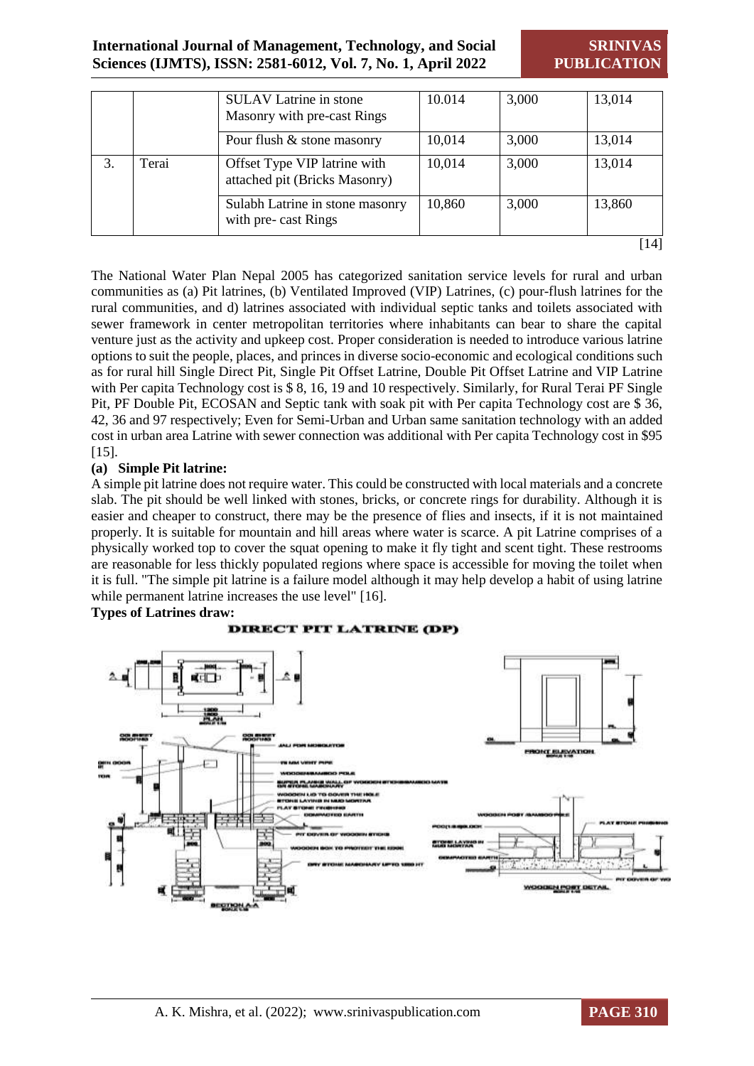|  |  | SULAV Latrine in stone Masonry with pre-cast Rings | 10.014 | 3,000 | 13,014 |
|---|---|---|---|---|---|
|  |  | Pour flush & stone masonry | 10,014 | 3,000 | 13,014 |
| 3. | Terai | Offset Type VIP latrine with attached pit (Bricks Masonry) | 10,014 | 3,000 | 13,014 |
|  |  | Sulabh Latrine in stone masonry with pre- cast Rings | 10,860 | 3,000 | 13,860 |

[14]

The National Water Plan Nepal 2005 has categorized sanitation service levels for rural and urban communities as (a) Pit latrines, (b) Ventilated Improved (VIP) Latrines, (c) pour-flush latrines for the rural communities, and d) latrines associated with individual septic tanks and toilets associated with sewer framework in center metropolitan territories where inhabitants can bear to share the capital venture just as the activity and upkeep cost. Proper consideration is needed to introduce various latrine options to suit the people, places, and princes in diverse socio-economic and ecological conditions such as for rural hill Single Direct Pit, Single Pit Offset Latrine, Double Pit Offset Latrine and VIP Latrine with Per capita Technology cost is $ 8, 16, 19 and 10 respectively. Similarly, for Rural Terai PF Single Pit, PF Double Pit, ECOSAN and Septic tank with soak pit with Per capita Technology cost are $ 36, 42, 36 and 97 respectively; Even for Semi-Urban and Urban same sanitation technology with an added cost in urban area Latrine with sewer connection was additional with Per capita Technology cost in $95 [15].

**(a) Simple Pit latrine:**

A simple pit latrine does not require water. This could be constructed with local materials and a concrete slab. The pit should be well linked with stones, bricks, or concrete rings for durability. Although it is easier and cheaper to construct, there may be the presence of flies and insects, if it is not maintained properly. It is suitable for mountain and hill areas where water is scarce. A pit Latrine comprises of a physically worked top to cover the squat opening to make it fly tight and scent tight. These restrooms are reasonable for less thickly populated regions where space is accessible for moving the toilet when it is full. "The simple pit latrine is a failure model although it may help develop a habit of using latrine while permanent latrine increases the use level" [16].

**Types of Latrines draw:**

DIRECT PIT LATRINE (DP)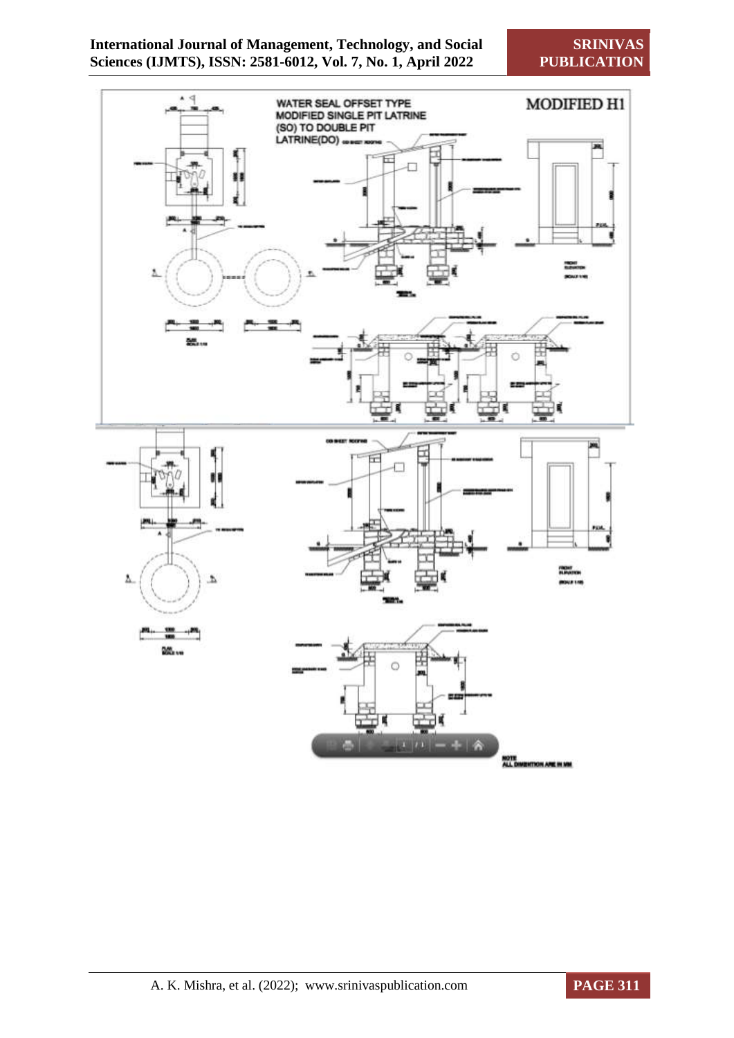MODIFIED H1

WATER SEAL OFFSET TYPE MODIFIED SINGLE PIT LATRINE (SO) TO DOUBLE PIT LATRINE(DO)

NOTE
ALL DIMENTION ARE IN MM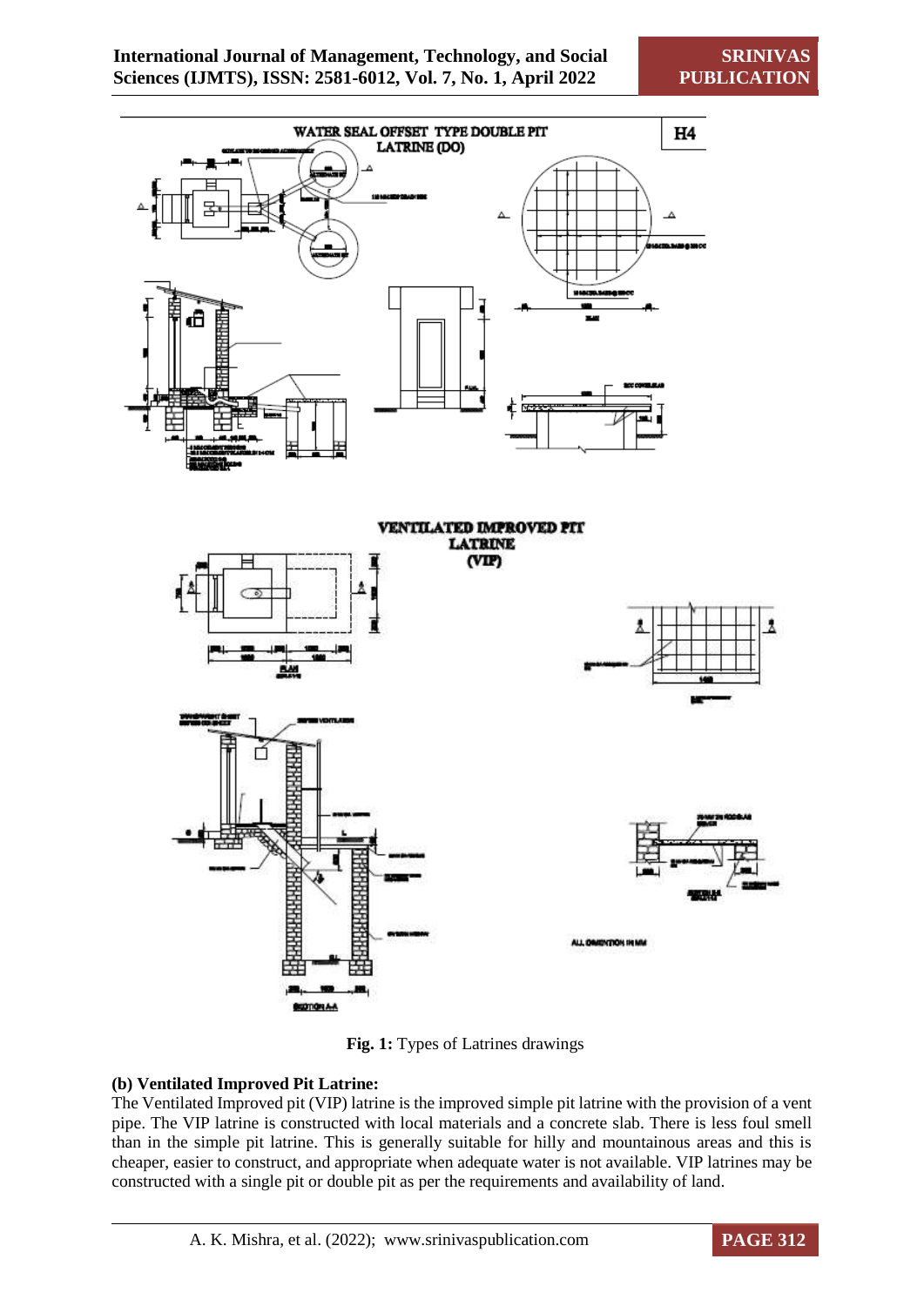**Fig. 1:** Types of Latrines drawings

**(b) Ventilated Improved Pit Latrine:**

The Ventilated Improved pit (VIP) latrine is the improved simple pit latrine with the provision of a vent pipe. The VIP latrine is constructed with local materials and a concrete slab. There is less foul smell than in the simple pit latrine. This is generally suitable for hilly and mountainous areas and this is cheaper, easier to construct, and appropriate when adequate water is not available. VIP latrines may be constructed with a single pit or double pit as per the requirements and availability of land.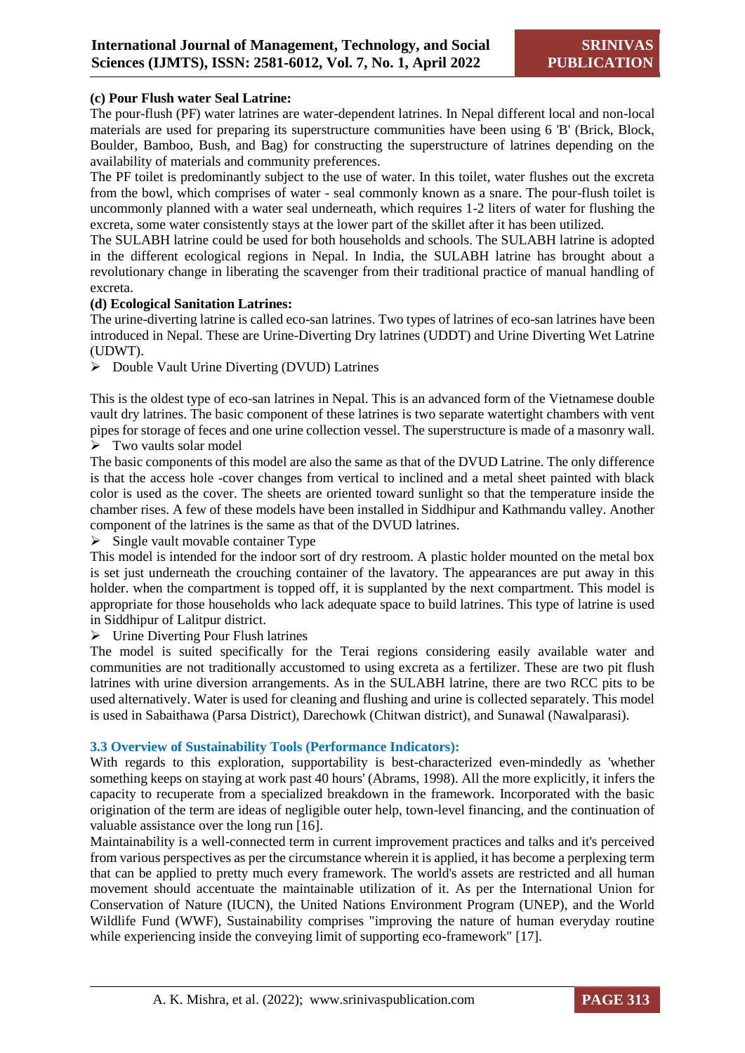**(c) Pour Flush water Seal Latrine:**

The pour-flush (PF) water latrines are water-dependent latrines. In Nepal different local and non-local materials are used for preparing its superstructure communities have been using 6 'B' (Brick, Block, Boulder, Bamboo, Bush, and Bag) for constructing the superstructure of latrines depending on the availability of materials and community preferences.

The PF toilet is predominantly subject to the use of water. In this toilet, water flushes out the excreta from the bowl, which comprises of water - seal commonly known as a snare. The pour-flush toilet is uncommonly planned with a water seal underneath, which requires 1-2 liters of water for flushing the excreta, some water consistently stays at the lower part of the skillet after it has been utilized.

The SULABH latrine could be used for both households and schools. The SULABH latrine is adopted in the different ecological regions in Nepal. In India, the SULABH latrine has brought about a revolutionary change in liberating the scavenger from their traditional practice of manual handling of excreta.

**(d) Ecological Sanitation Latrines:**

The urine-diverting latrine is called eco-san latrines. Two types of latrines of eco-san latrines have been introduced in Nepal. These are Urine-Diverting Dry latrines (UDDT) and Urine Diverting Wet Latrine (UDWT).

- Double Vault Urine Diverting (DVUD) Latrines

This is the oldest type of eco-san latrines in Nepal. This is an advanced form of the Vietnamese double vault dry latrines. The basic component of these latrines is two separate watertight chambers with vent pipes for storage of feces and one urine collection vessel. The superstructure is made of a masonry wall.

- Two vaults solar model

The basic components of this model are also the same as that of the DVUD Latrine. The only difference is that the access hole -cover changes from vertical to inclined and a metal sheet painted with black color is used as the cover. The sheets are oriented toward sunlight so that the temperature inside the chamber rises. A few of these models have been installed in Siddhipur and Kathmandu valley. Another component of the latrines is the same as that of the DVUD latrines.

- Single vault movable container Type

This model is intended for the indoor sort of dry restroom. A plastic holder mounted on the metal box is set just underneath the crouching container of the lavatory. The appearances are put away in this holder. when the compartment is topped off, it is supplanted by the next compartment. This model is appropriate for those households who lack adequate space to build latrines. This type of latrine is used in Siddhipur of Lalitpur district.

- Urine Diverting Pour Flush latrines

The model is suited specifically for the Terai regions considering easily available water and communities are not traditionally accustomed to using excreta as a fertilizer. These are two pit flush latrines with urine diversion arrangements. As in the SULABH latrine, there are two RCC pits to be used alternatively. Water is used for cleaning and flushing and urine is collected separately. This model is used in Sabaithawa (Parsa District), Darechowk (Chitwan district), and Sunawal (Nawalparasi).

### 3.3 Overview of Sustainability Tools (Performance Indicators):

With regards to this exploration, supportability is best-characterized even-mindedly as 'whether something keeps on staying at work past 40 hours' (Abrams, 1998). All the more explicitly, it infers the capacity to recuperate from a specialized breakdown in the framework. Incorporated with the basic origination of the term are ideas of negligible outer help, town-level financing, and the continuation of valuable assistance over the long run [16].

Maintainability is a well-connected term in current improvement practices and talks and it's perceived from various perspectives as per the circumstance wherein it is applied, it has become a perplexing term that can be applied to pretty much every framework. The world's assets are restricted and all human movement should accentuate the maintainable utilization of it. As per the International Union for Conservation of Nature (IUCN), the United Nations Environment Program (UNEP), and the World Wildlife Fund (WWF), Sustainability comprises "improving the nature of human everyday routine while experiencing inside the conveying limit of supporting eco-framework" [17].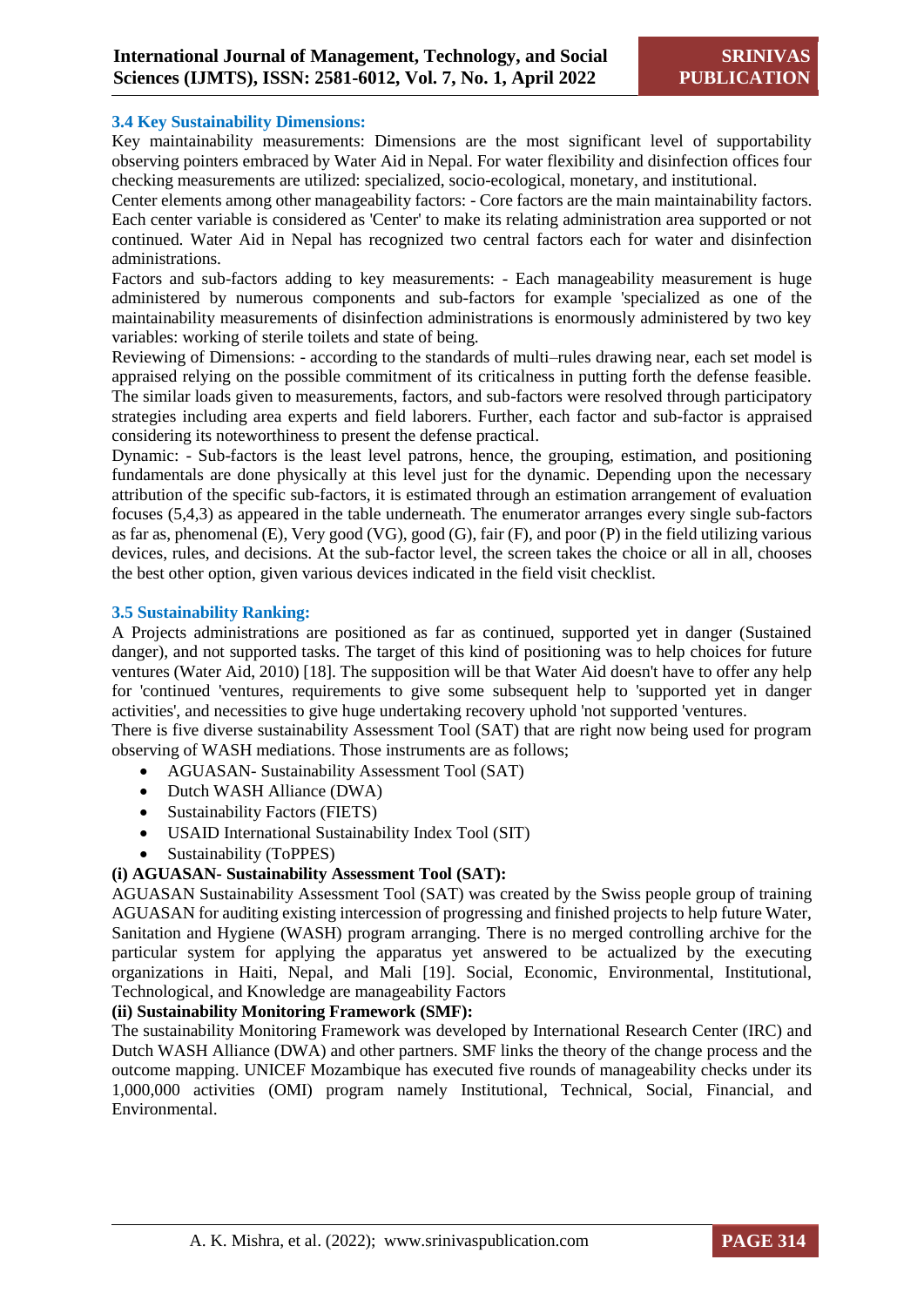### 3.4 Key Sustainability Dimensions:

Key maintainability measurements: Dimensions are the most significant level of supportability observing pointers embraced by Water Aid in Nepal. For water flexibility and disinfection offices four checking measurements are utilized: specialized, socio-ecological, monetary, and institutional.

Center elements among other manageability factors: - Core factors are the main maintainability factors. Each center variable is considered as 'Center' to make its relating administration area supported or not continued. Water Aid in Nepal has recognized two central factors each for water and disinfection administrations.

Factors and sub-factors adding to key measurements: - Each manageability measurement is huge administered by numerous components and sub-factors for example 'specialized as one of the maintainability measurements of disinfection administrations is enormously administered by two key variables: working of sterile toilets and state of being.

Reviewing of Dimensions: - according to the standards of multi–rules drawing near, each set model is appraised relying on the possible commitment of its criticalness in putting forth the defense feasible. The similar loads given to measurements, factors, and sub-factors were resolved through participatory strategies including area experts and field laborers. Further, each factor and sub-factor is appraised considering its noteworthiness to present the defense practical.

Dynamic: - Sub-factors is the least level patrons, hence, the grouping, estimation, and positioning fundamentals are done physically at this level just for the dynamic. Depending upon the necessary attribution of the specific sub-factors, it is estimated through an estimation arrangement of evaluation focuses (5,4,3) as appeared in the table underneath. The enumerator arranges every single sub-factors as far as, phenomenal (E), Very good (VG), good (G), fair (F), and poor (P) in the field utilizing various devices, rules, and decisions. At the sub-factor level, the screen takes the choice or all in all, chooses the best other option, given various devices indicated in the field visit checklist.

### 3.5 Sustainability Ranking:

A Projects administrations are positioned as far as continued, supported yet in danger (Sustained danger), and not supported tasks. The target of this kind of positioning was to help choices for future ventures (Water Aid, 2010) [18]. The supposition will be that Water Aid doesn't have to offer any help for 'continued 'ventures, requirements to give some subsequent help to 'supported yet in danger activities', and necessities to give huge undertaking recovery uphold 'not supported 'ventures.

There is five diverse sustainability Assessment Tool (SAT) that are right now being used for program observing of WASH mediations. Those instruments are as follows;

- AGUASAN- Sustainability Assessment Tool (SAT)
- Dutch WASH Alliance (DWA)
- Sustainability Factors (FIETS)
- USAID International Sustainability Index Tool (SIT)
- Sustainability (ToPPES)

**(i) AGUASAN- Sustainability Assessment Tool (SAT):**

AGUASAN Sustainability Assessment Tool (SAT) was created by the Swiss people group of training AGUASAN for auditing existing intercession of progressing and finished projects to help future Water, Sanitation and Hygiene (WASH) program arranging. There is no merged controlling archive for the particular system for applying the apparatus yet answered to be actualized by the executing organizations in Haiti, Nepal, and Mali [19]. Social, Economic, Environmental, Institutional, Technological, and Knowledge are manageability Factors

**(ii) Sustainability Monitoring Framework (SMF):**

The sustainability Monitoring Framework was developed by International Research Center (IRC) and Dutch WASH Alliance (DWA) and other partners. SMF links the theory of the change process and the outcome mapping. UNICEF Mozambique has executed five rounds of manageability checks under its 1,000,000 activities (OMI) program namely Institutional, Technical, Social, Financial, and Environmental.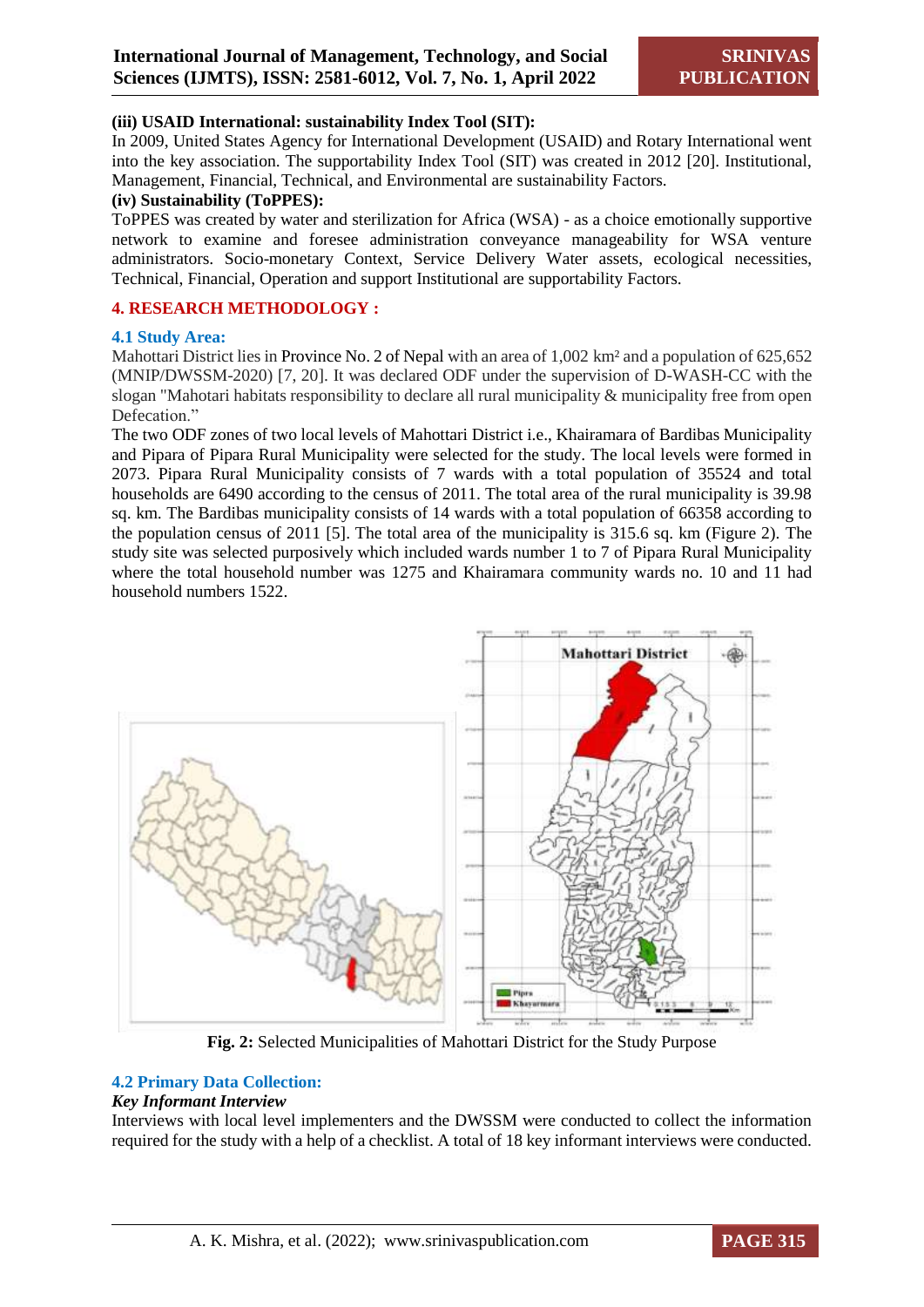**(iii) USAID International: sustainability Index Tool (SIT):**

In 2009, United States Agency for International Development (USAID) and Rotary International went into the key association. The supportability Index Tool (SIT) was created in 2012 [20]. Institutional, Management, Financial, Technical, and Environmental are sustainability Factors.

**(iv) Sustainability (ToPPES):**

ToPPES was created by water and sterilization for Africa (WSA) - as a choice emotionally supportive network to examine and foresee administration conveyance manageability for WSA venture administrators. Socio-monetary Context, Service Delivery Water assets, ecological necessities, Technical, Financial, Operation and support Institutional are supportability Factors.

## 4. RESEARCH METHODOLOGY :

### 4.1 Study Area:

Mahottari District lies in Province No. 2 of Nepal with an area of 1,002 km² and a population of 625,652 (MNIP/DWSSM-2020) [7, 20]. It was declared ODF under the supervision of D-WASH-CC with the slogan "Mahotari habitats responsibility to declare all rural municipality & municipality free from open Defecation."

The two ODF zones of two local levels of Mahottari District i.e., Khairamara of Bardibas Municipality and Pipara of Pipara Rural Municipality were selected for the study. The local levels were formed in 2073. Pipara Rural Municipality consists of 7 wards with a total population of 35524 and total households are 6490 according to the census of 2011. The total area of the rural municipality is 39.98 sq. km. The Bardibas municipality consists of 14 wards with a total population of 66358 according to the population census of 2011 [5]. The total area of the municipality is 315.6 sq. km (Figure 2). The study site was selected purposively which included wards number 1 to 7 of Pipara Rural Municipality where the total household number was 1275 and Khairamara community wards no. 10 and 11 had household numbers 1522.

**Fig. 2:** Selected Municipalities of Mahottari District for the Study Purpose

### 4.2 Primary Data Collection:

***Key Informant Interview***

Interviews with local level implementers and the DWSSM were conducted to collect the information required for the study with a help of a checklist. A total of 18 key informant interviews were conducted.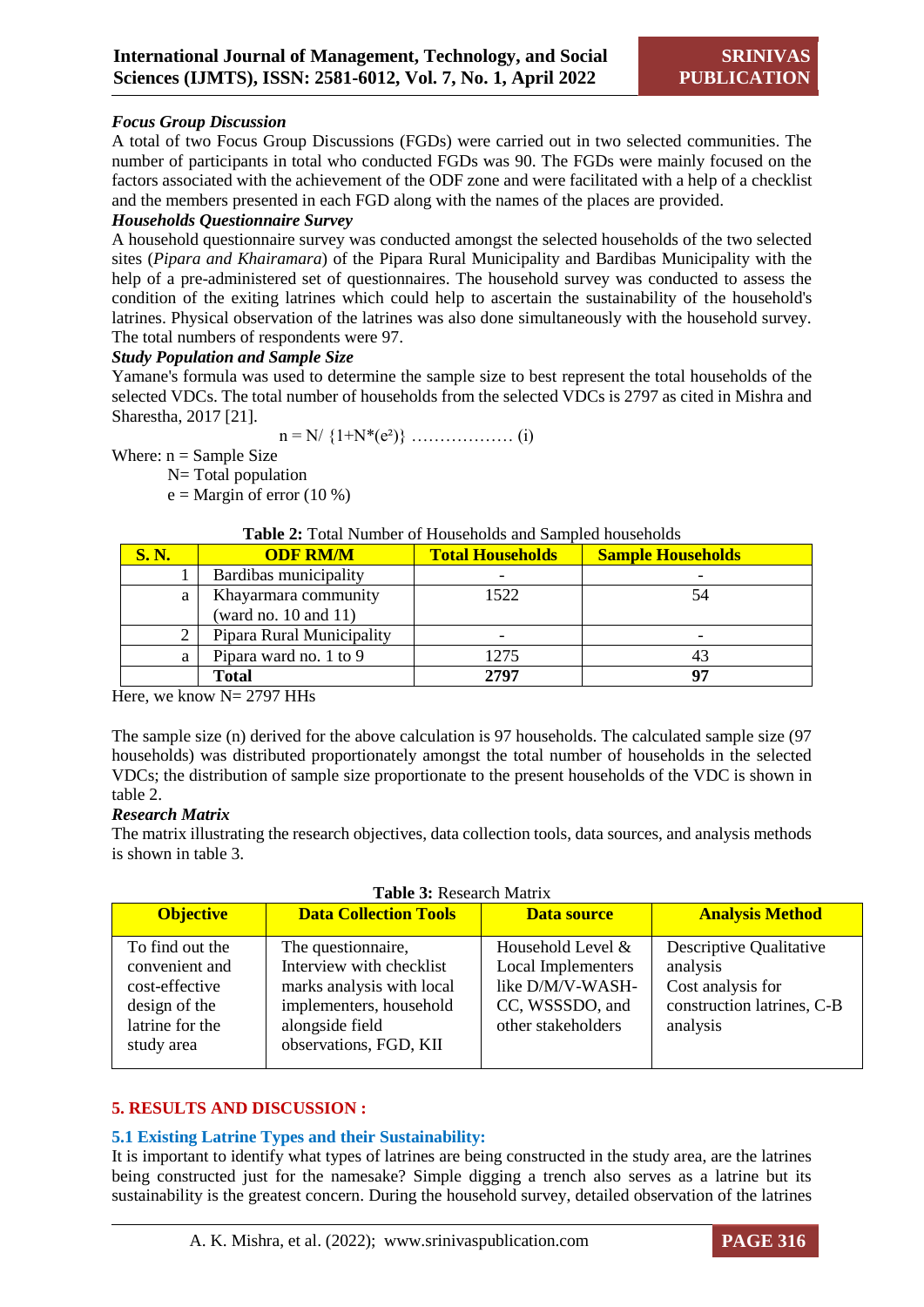***Focus Group Discussion***

A total of two Focus Group Discussions (FGDs) were carried out in two selected communities. The number of participants in total who conducted FGDs was 90. The FGDs were mainly focused on the factors associated with the achievement of the ODF zone and were facilitated with a help of a checklist and the members presented in each FGD along with the names of the places are provided.

***Households Questionnaire Survey***

A household questionnaire survey was conducted amongst the selected households of the two selected sites (*Pipara and Khairamara*) of the Pipara Rural Municipality and Bardibas Municipality with the help of a pre-administered set of questionnaires. The household survey was conducted to assess the condition of the exiting latrines which could help to ascertain the sustainability of the household's latrines. Physical observation of the latrines was also done simultaneously with the household survey. The total numbers of respondents were 97.

***Study Population and Sample Size***

Yamane's formula was used to determine the sample size to best represent the total households of the selected VDCs. The total number of households from the selected VDCs is 2797 as cited in Mishra and Sharestha, 2017 [21].

$$n = N/ \{1+N^*(e^2)\} \ldots\ldots\ldots\ldots\ldots\ldots \text{(i)}$$

Where: n = Sample Size

N= Total population

e = Margin of error (10 %)

**Table 2:** Total Number of Households and Sampled households

| S. N. | ODF RM/M | Total Households | Sample Households |
|---|---|---|---|
| 1 | Bardibas municipality | - | - |
| a | Khayarmara community (ward no. 10 and 11) | 1522 | 54 |
| 2 | Pipara Rural Municipality | - | - |
| a | Pipara ward no. 1 to 9 | 1275 | 43 |
| | **Total** | **2797** | **97** |

Here, we know N= 2797 HHs

The sample size (n) derived for the above calculation is 97 households. The calculated sample size (97 households) was distributed proportionately amongst the total number of households in the selected VDCs; the distribution of sample size proportionate to the present households of the VDC is shown in table 2.

***Research Matrix***

The matrix illustrating the research objectives, data collection tools, data sources, and analysis methods is shown in table 3.

**Table 3:** Research Matrix

| Objective | Data Collection Tools | Data source | Analysis Method |
|---|---|---|---|
| To find out the convenient and cost-effective design of the latrine for the study area | The questionnaire, Interview with checklist marks analysis with local implementers, household alongside field observations, FGD, KII | Household Level & Local Implementers like D/M/V-WASH-CC, WSSSDO, and other stakeholders | Descriptive Qualitative analysis<br>Cost analysis for construction latrines, C-B analysis |

## 5. RESULTS AND DISCUSSION :

### 5.1 Existing Latrine Types and their Sustainability:

It is important to identify what types of latrines are being constructed in the study area, are the latrines being constructed just for the namesake? Simple digging a trench also serves as a latrine but its sustainability is the greatest concern. During the household survey, detailed observation of the latrines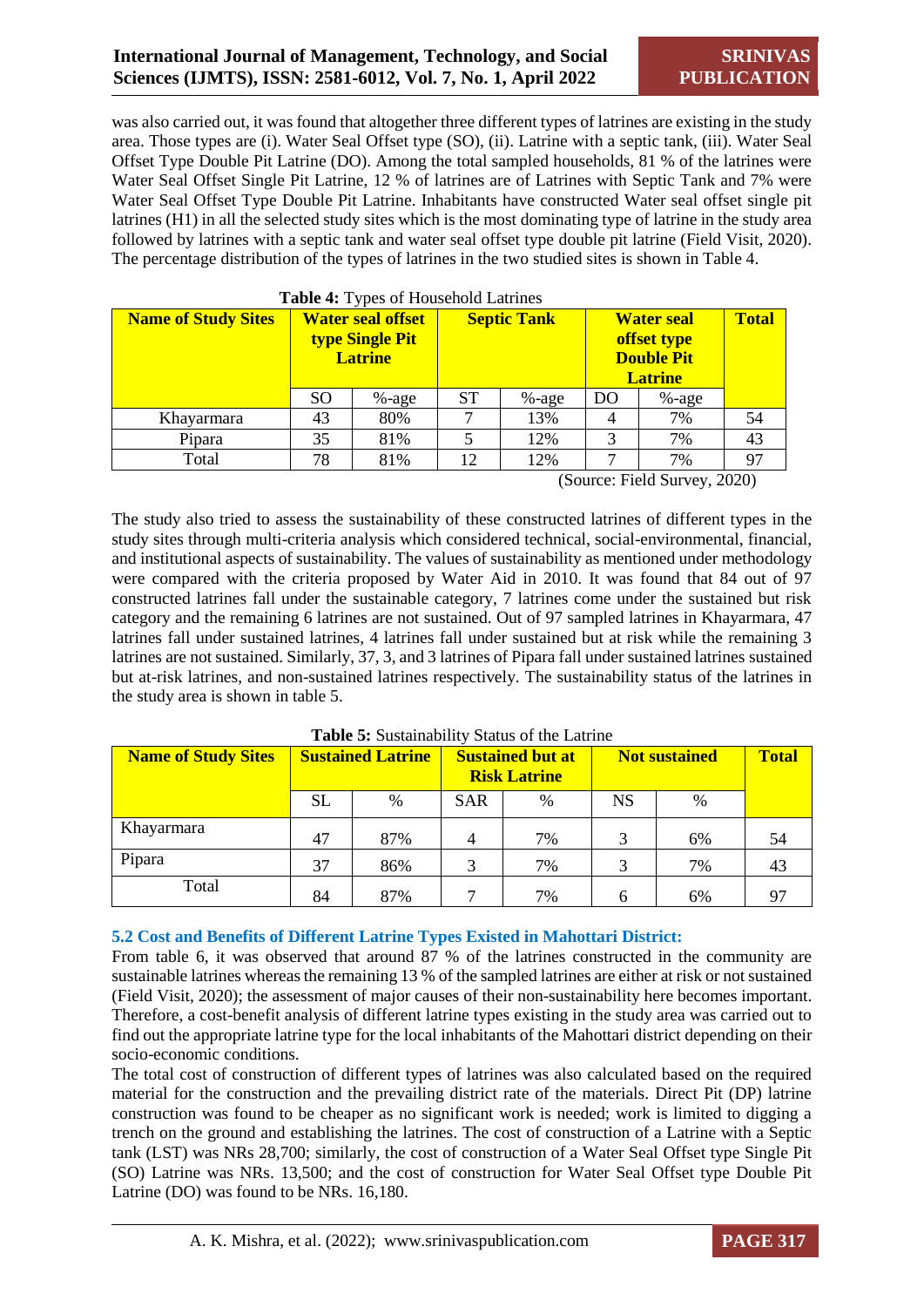was also carried out, it was found that altogether three different types of latrines are existing in the study area. Those types are (i). Water Seal Offset type (SO), (ii). Latrine with a septic tank, (iii). Water Seal Offset Type Double Pit Latrine (DO). Among the total sampled households, 81 % of the latrines were Water Seal Offset Single Pit Latrine, 12 % of latrines are of Latrines with Septic Tank and 7% were Water Seal Offset Type Double Pit Latrine. Inhabitants have constructed Water seal offset single pit latrines (H1) in all the selected study sites which is the most dominating type of latrine in the study area followed by latrines with a septic tank and water seal offset type double pit latrine (Field Visit, 2020). The percentage distribution of the types of latrines in the two studied sites is shown in Table 4.

**Table 4:** Types of Household Latrines

| Name of Study Sites | Water seal offset type Single Pit Latrine | | Septic Tank | | Water seal offset type Double Pit Latrine | | Total |
|---|---|---|---|---|---|---|---|
| | SO | %-age | ST | %-age | DO | %-age | |
| Khayarmara | 43 | 80% | 7 | 13% | 4 | 7% | 54 |
| Pipara | 35 | 81% | 5 | 12% | 3 | 7% | 43 |
| Total | 78 | 81% | 12 | 12% | 7 | 7% | 97 |

(Source: Field Survey, 2020)

The study also tried to assess the sustainability of these constructed latrines of different types in the study sites through multi-criteria analysis which considered technical, social-environmental, financial, and institutional aspects of sustainability. The values of sustainability as mentioned under methodology were compared with the criteria proposed by Water Aid in 2010. It was found that 84 out of 97 constructed latrines fall under the sustainable category, 7 latrines come under the sustained but risk category and the remaining 6 latrines are not sustained. Out of 97 sampled latrines in Khayarmara, 47 latrines fall under sustained latrines, 4 latrines fall under sustained but at risk while the remaining 3 latrines are not sustained. Similarly, 37, 3, and 3 latrines of Pipara fall under sustained latrines sustained but at-risk latrines, and non-sustained latrines respectively. The sustainability status of the latrines in the study area is shown in table 5.

**Table 5:** Sustainability Status of the Latrine

| Name of Study Sites | Sustained Latrine | | Sustained but at Risk Latrine | | Not sustained | | Total |
|---|---|---|---|---|---|---|---|
| | SL | % | SAR | % | NS | % | |
| Khayarmara | 47 | 87% | 4 | 7% | 3 | 6% | 54 |
| Pipara | 37 | 86% | 3 | 7% | 3 | 7% | 43 |
| Total | 84 | 87% | 7 | 7% | 6 | 6% | 97 |

### 5.2 Cost and Benefits of Different Latrine Types Existed in Mahottari District:

From table 6, it was observed that around 87 % of the latrines constructed in the community are sustainable latrines whereas the remaining 13 % of the sampled latrines are either at risk or not sustained (Field Visit, 2020); the assessment of major causes of their non-sustainability here becomes important. Therefore, a cost-benefit analysis of different latrine types existing in the study area was carried out to find out the appropriate latrine type for the local inhabitants of the Mahottari district depending on their socio-economic conditions.

The total cost of construction of different types of latrines was also calculated based on the required material for the construction and the prevailing district rate of the materials. Direct Pit (DP) latrine construction was found to be cheaper as no significant work is needed; work is limited to digging a trench on the ground and establishing the latrines. The cost of construction of a Latrine with a Septic tank (LST) was NRs 28,700; similarly, the cost of construction of a Water Seal Offset type Single Pit (SO) Latrine was NRs. 13,500; and the cost of construction for Water Seal Offset type Double Pit Latrine (DO) was found to be NRs. 16,180.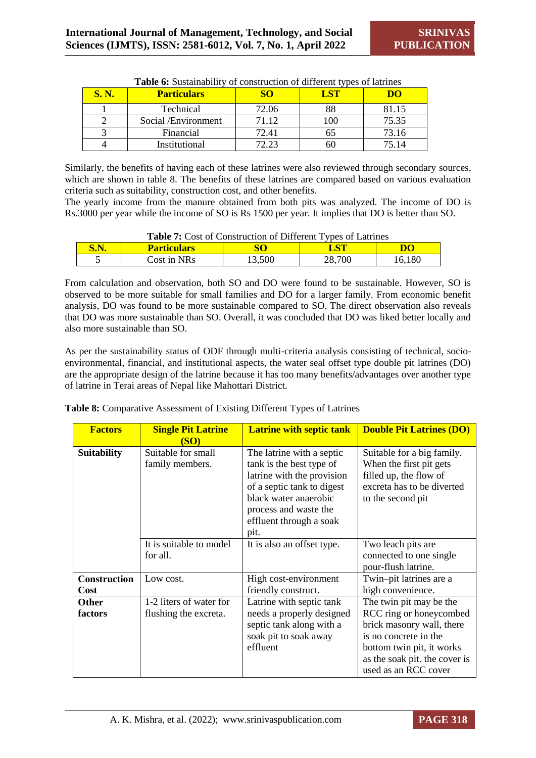**Table 6:** Sustainability of construction of different types of latrines

| S. N. | Particulars | SO | LST | DO |
|---|---|---|---|---|
| 1 | Technical | 72.06 | 88 | 81.15 |
| 2 | Social /Environment | 71.12 | 100 | 75.35 |
| 3 | Financial | 72.41 | 65 | 73.16 |
| 4 | Institutional | 72.23 | 60 | 75.14 |

Similarly, the benefits of having each of these latrines were also reviewed through secondary sources, which are shown in table 8. The benefits of these latrines are compared based on various evaluation criteria such as suitability, construction cost, and other benefits.
The yearly income from the manure obtained from both pits was analyzed. The income of DO is Rs.3000 per year while the income of SO is Rs 1500 per year. It implies that DO is better than SO.

**Table 7:** Cost of Construction of Different Types of Latrines

| S.N. | Particulars | SO | LST | DO |
|---|---|---|---|---|
| 5 | Cost in NRs | 13,500 | 28,700 | 16,180 |

From calculation and observation, both SO and DO were found to be sustainable. However, SO is observed to be more suitable for small families and DO for a larger family. From economic benefit analysis, DO was found to be more sustainable compared to SO. The direct observation also reveals that DO was more sustainable than SO. Overall, it was concluded that DO was liked better locally and also more sustainable than SO.

As per the sustainability status of ODF through multi-criteria analysis consisting of technical, socio-environmental, financial, and institutional aspects, the water seal offset type double pit latrines (DO) are the appropriate design of the latrine because it has too many benefits/advantages over another type of latrine in Terai areas of Nepal like Mahottari District.

**Table 8:** Comparative Assessment of Existing Different Types of Latrines

| Factors | Single Pit Latrine (SO) | Latrine with septic tank | Double Pit Latrines (DO) |
|---|---|---|---|
| **Suitability** | Suitable for small family members. | The latrine with a septic tank is the best type of latrine with the provision of a septic tank to digest black water anaerobic process and waste the effluent through a soak pit. | Suitable for a big family. When the first pit gets filled up, the flow of excreta has to be diverted to the second pit |
| | It is suitable to model for all. | It is also an offset type. | Two leach pits are connected to one single pour-flush latrine. |
| **Construction Cost** | Low cost. | High cost-environment friendly construct. | Twin–pit latrines are a high convenience. |
| **Other factors** | 1-2 liters of water for flushing the excreta. | Latrine with septic tank needs a properly designed septic tank along with a soak pit to soak away effluent | The twin pit may be the RCC ring or honeycombed brick masonry wall, there is no concrete in the bottom twin pit, it works as the soak pit. the cover is used as an RCC cover |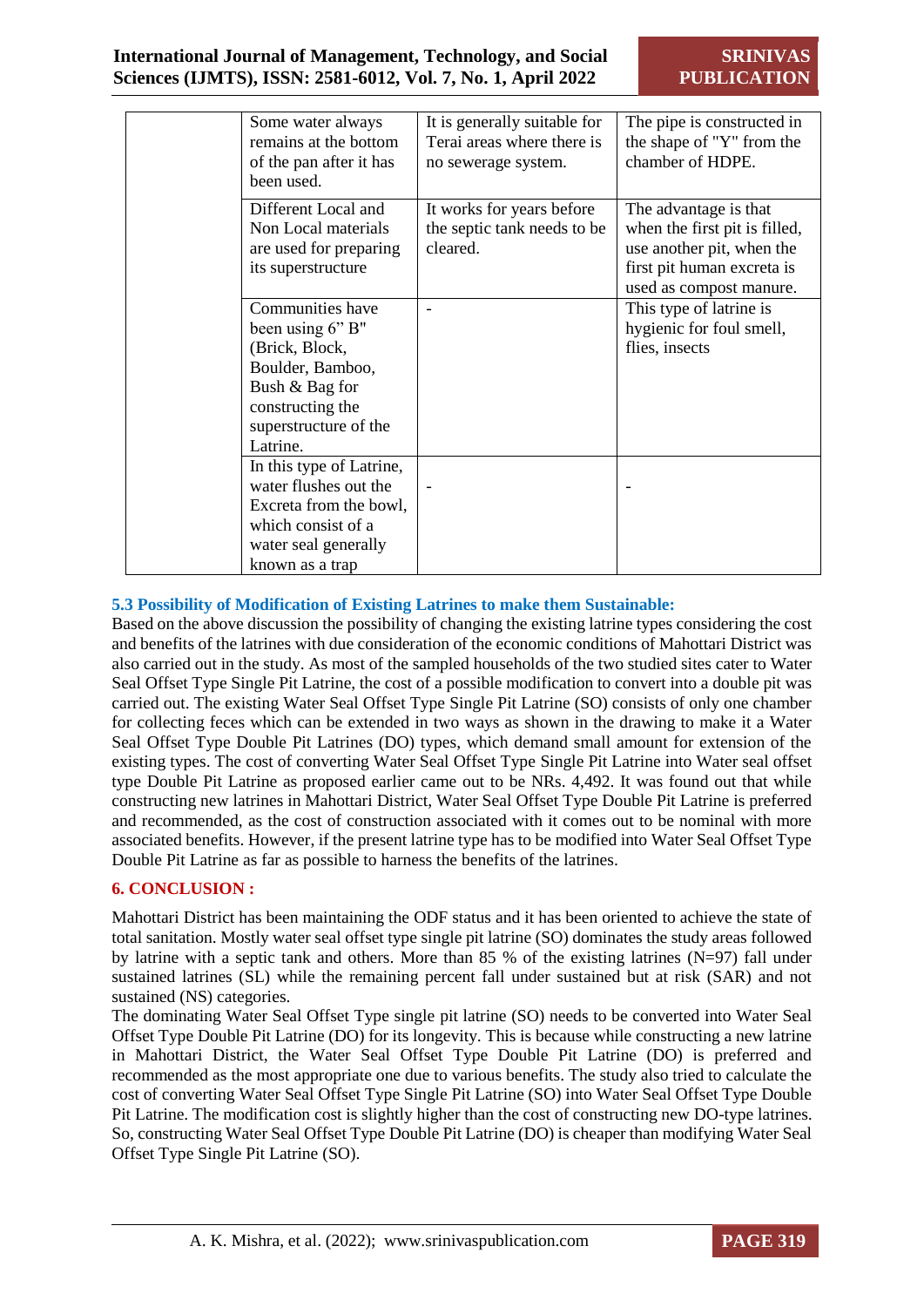|  |  |  |  |
|---|---|---|---|
|  | Some water always remains at the bottom of the pan after it has been used. | It is generally suitable for Terai areas where there is no sewerage system. | The pipe is constructed in the shape of "Y" from the chamber of HDPE. |
|  | Different Local and Non Local materials are used for preparing its superstructure | It works for years before the septic tank needs to be cleared. | The advantage is that when the first pit is filled, use another pit, when the first pit human excreta is used as compost manure. |
|  | Communities have been using 6" B" (Brick, Block, Boulder, Bamboo, Bush & Bag for constructing the superstructure of the Latrine. | - | This type of latrine is hygienic for foul smell, flies, insects |
|  | In this type of Latrine, water flushes out the Excreta from the bowl, which consist of a water seal generally known as a trap | - | - |

### 5.3 Possibility of Modification of Existing Latrines to make them Sustainable:

Based on the above discussion the possibility of changing the existing latrine types considering the cost and benefits of the latrines with due consideration of the economic conditions of Mahottari District was also carried out in the study. As most of the sampled households of the two studied sites cater to Water Seal Offset Type Single Pit Latrine, the cost of a possible modification to convert into a double pit was carried out. The existing Water Seal Offset Type Single Pit Latrine (SO) consists of only one chamber for collecting feces which can be extended in two ways as shown in the drawing to make it a Water Seal Offset Type Double Pit Latrines (DO) types, which demand small amount for extension of the existing types. The cost of converting Water Seal Offset Type Single Pit Latrine into Water seal offset type Double Pit Latrine as proposed earlier came out to be NRs. 4,492. It was found out that while constructing new latrines in Mahottari District, Water Seal Offset Type Double Pit Latrine is preferred and recommended, as the cost of construction associated with it comes out to be nominal with more associated benefits. However, if the present latrine type has to be modified into Water Seal Offset Type Double Pit Latrine as far as possible to harness the benefits of the latrines.

## 6. CONCLUSION :

Mahottari District has been maintaining the ODF status and it has been oriented to achieve the state of total sanitation. Mostly water seal offset type single pit latrine (SO) dominates the study areas followed by latrine with a septic tank and others. More than 85 % of the existing latrines (N=97) fall under sustained latrines (SL) while the remaining percent fall under sustained but at risk (SAR) and not sustained (NS) categories.

The dominating Water Seal Offset Type single pit latrine (SO) needs to be converted into Water Seal Offset Type Double Pit Latrine (DO) for its longevity. This is because while constructing a new latrine in Mahottari District, the Water Seal Offset Type Double Pit Latrine (DO) is preferred and recommended as the most appropriate one due to various benefits. The study also tried to calculate the cost of converting Water Seal Offset Type Single Pit Latrine (SO) into Water Seal Offset Type Double Pit Latrine. The modification cost is slightly higher than the cost of constructing new DO-type latrines. So, constructing Water Seal Offset Type Double Pit Latrine (DO) is cheaper than modifying Water Seal Offset Type Single Pit Latrine (SO).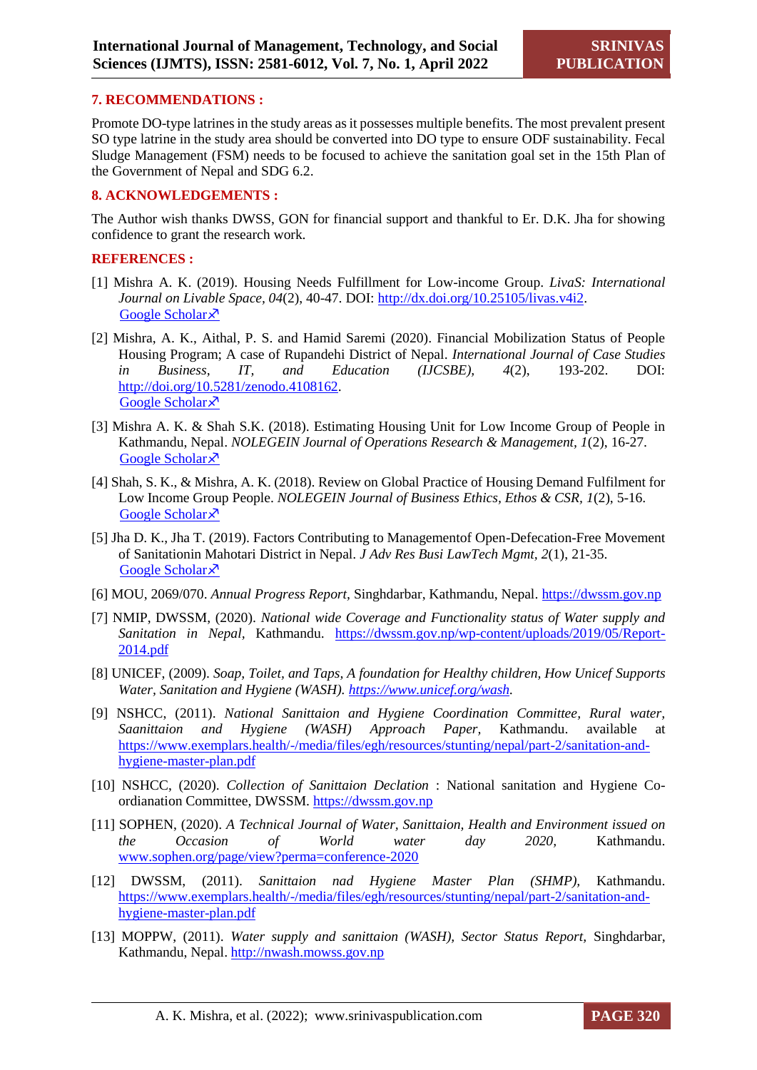## 7. RECOMMENDATIONS :

Promote DO-type latrines in the study areas as it possesses multiple benefits. The most prevalent present SO type latrine in the study area should be converted into DO type to ensure ODF sustainability. Fecal Sludge Management (FSM) needs to be focused to achieve the sanitation goal set in the 15th Plan of the Government of Nepal and SDG 6.2.

## 8. ACKNOWLEDGEMENTS :

The Author wish thanks DWSS, GON for financial support and thankful to Er. D.K. Jha for showing confidence to grant the research work.

## REFERENCES :

[1] Mishra A. K. (2019). Housing Needs Fulfillment for Low-income Group. *LivaS: International Journal on Livable Space, 04*(2), 40-47. DOI: http://dx.doi.org/10.25105/livas.v4i2. Google Scholar↗

[2] Mishra, A. K., Aithal, P. S. and Hamid Saremi (2020). Financial Mobilization Status of People Housing Program; A case of Rupandehi District of Nepal. *International Journal of Case Studies in Business, IT, and Education (IJCSBE), 4*(2), 193-202. DOI: http://doi.org/10.5281/zenodo.4108162. Google Scholar↗

[3] Mishra A. K. & Shah S.K. (2018). Estimating Housing Unit for Low Income Group of People in Kathmandu, Nepal. *NOLEGEIN Journal of Operations Research & Management, 1*(2), 16-27. Google Scholar↗

[4] Shah, S. K., & Mishra, A. K. (2018). Review on Global Practice of Housing Demand Fulfilment for Low Income Group People. *NOLEGEIN Journal of Business Ethics, Ethos & CSR, 1*(2), 5-16. Google Scholar↗

[5] Jha D. K., Jha T. (2019). Factors Contributing to Managementof Open-Defecation-Free Movement of Sanitationin Mahotari District in Nepal. *J Adv Res Busi LawTech Mgmt, 2*(1), 21-35. Google Scholar↗

[6] MOU, 2069/070. *Annual Progress Report*, Singhdarbar, Kathmandu, Nepal. https://dwssm.gov.np

[7] NMIP, DWSSM, (2020). *National wide Coverage and Functionality status of Water supply and Sanitation in Nepal*, Kathmandu. https://dwssm.gov.np/wp-content/uploads/2019/05/Report-2014.pdf

[8] UNICEF, (2009). *Soap, Toilet, and Taps, A foundation for Healthy children, How Unicef Supports Water, Sanitation and Hygiene (WASH). https://www.unicef.org/wash.*

[9] NSHCC, (2011). *National Sanittaion and Hygiene Coordination Committee, Rural water, Saanittaion and Hygiene (WASH) Approach Paper*, Kathmandu. available at https://www.exemplars.health/-/media/files/egh/resources/stunting/nepal/part-2/sanitation-and-hygiene-master-plan.pdf

[10] NSHCC, (2020). *Collection of Sanittaion Declation* : National sanitation and Hygiene Co-ordianation Committee, DWSSM. https://dwssm.gov.np

[11] SOPHEN, (2020). *A Technical Journal of Water, Sanittaion, Health and Environment issued on the Occasion of World water day 2020*, Kathmandu. www.sophen.org/page/view?perma=conference-2020

[12] DWSSM, (2011). *Sanittaion nad Hygiene Master Plan (SHMP)*, Kathmandu. https://www.exemplars.health/-/media/files/egh/resources/stunting/nepal/part-2/sanitation-and-hygiene-master-plan.pdf

[13] MOPPW, (2011). *Water supply and sanittaion (WASH), Sector Status Report*, Singhdarbar, Kathmandu, Nepal. http://nwash.mowss.gov.np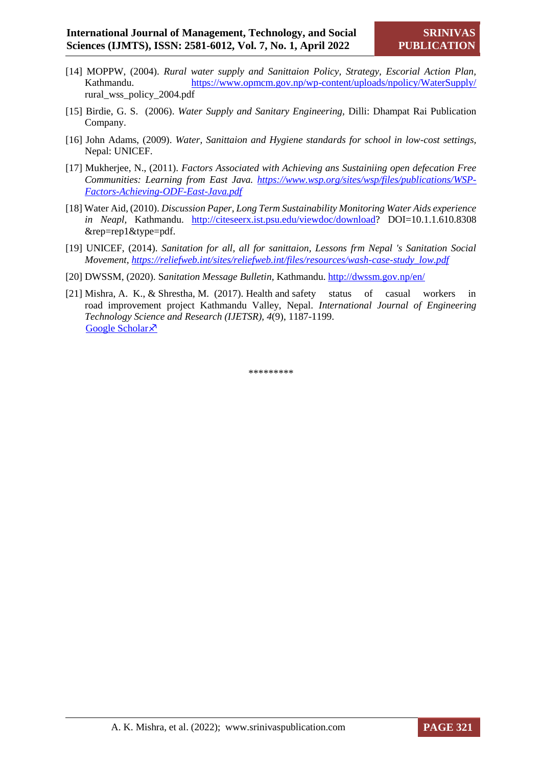[14] MOPPW, (2004). *Rural water supply and Sanittaion Policy, Strategy, Escorial Action Plan*, Kathmandu. https://www.opmcm.gov.np/wp-content/uploads/npolicy/WaterSupply/rural_wss_policy_2004.pdf

[15] Birdie, G. S. (2006). *Water Supply and Sanitary Engineering*, Dilli: Dhampat Rai Publication Company.

[16] John Adams, (2009). *Water, Sanittaion and Hygiene standards for school in low-cost settings*, Nepal: UNICEF.

[17] Mukherjee, N., (2011). *Factors Associated with Achieving ans Sustainiing open defecation Free Communities: Learning from East Java. https://www.wsp.org/sites/wsp/files/publications/WSP-Factors-Achieving-ODF-East-Java.pdf*

[18] Water Aid, (2010). *Discussion Paper, Long Term Sustainability Monitoring Water Aids experience in Neapl*, Kathmandu. http://citeseerx.ist.psu.edu/viewdoc/download? DOI=10.1.1.610.8308 &rep=rep1&type=pdf.

[19] UNICEF, (2014). *Sanitation for all, all for sanittaion, Lessons frm Nepal 's Sanitation Social Movement, https://reliefweb.int/sites/reliefweb.int/files/resources/wash-case-study_low.pdf*

[20] DWSSM, (2020). S*anitation Message Bulletin*, Kathmandu. http://dwssm.gov.np/en/

[21] Mishra, A. K., & Shrestha, M. (2017). Health and safety status of casual workers in road improvement project Kathmandu Valley, Nepal. *International Journal of Engineering Technology Science and Research (IJETSR)*, *4*(9), 1187-1199. Google Scholar

*********